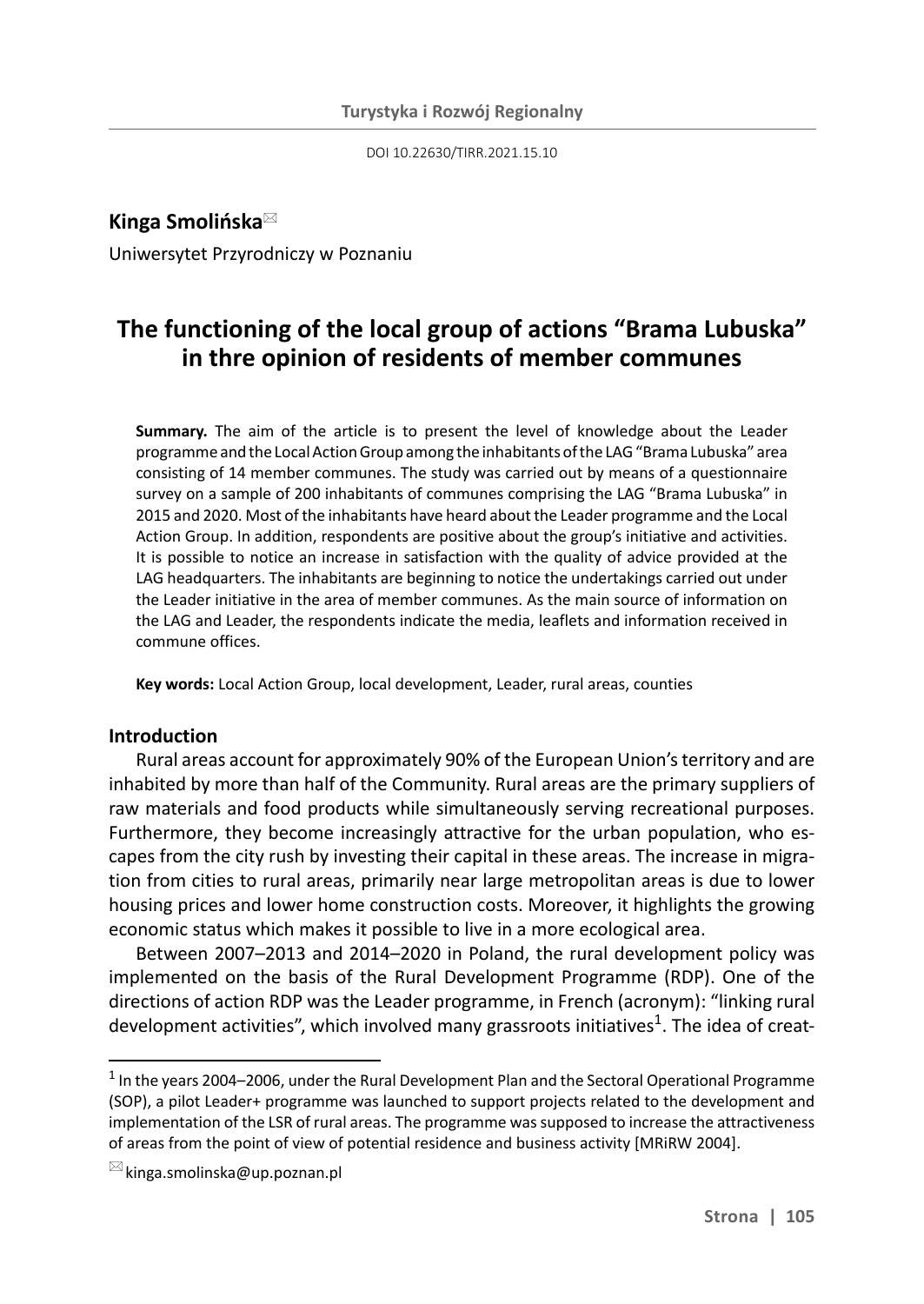DOI 10.22630/TIRR.2021.15.10

**Kinga Smolińska**✉

Uniwersytet Przyrodniczy w Poznaniu

# The functioning of the local group of actions "Brama Lubuska" in thre opinion of residents of member communes

**Summary.** The aim of the article is to present the level of knowledge about the Leader programme and the Local Action Group among the inhabitants of the LAG "Brama Lubuska" area consisting of 14 member communes. The study was carried out by means of a questionnaire survey on a sample of 200 inhabitants of communes comprising the LAG "Brama Lubuska" in 2015 and 2020. Most of the inhabitants have heard about the Leader programme and the Local Action Group. In addition, respondents are positive about the group's initiative and activities. It is possible to notice an increase in satisfaction with the quality of advice provided at the LAG headquarters. The inhabitants are beginning to notice the undertakings carried out under the Leader initiative in the area of member communes. As the main source of information on the LAG and Leader, the respondents indicate the media, leaflets and information received in commune offices.

**Key words:** Local Action Group, local development, Leader, rural areas, counties

## Introduction

Rural areas account for approximately 90% of the European Union's territory and are inhabited by more than half of the Community. Rural areas are the primary suppliers of raw materials and food products while simultaneously serving recreational purposes. Furthermore, they become increasingly attractive for the urban population, who escapes from the city rush by investing their capital in these areas. The increase in migration from cities to rural areas, primarily near large metropolitan areas is due to lower housing prices and lower home construction costs. Moreover, it highlights the growing economic status which makes it possible to live in a more ecological area.

Between 2007–2013 and 2014–2020 in Poland, the rural development policy was implemented on the basis of the Rural Development Programme (RDP). One of the directions of action RDP was the Leader programme, in French (acronym): "linking rural development activities", which involved many grassroots initiatives[1]. The idea of creat-

---

[1] In the years 2004–2006, under the Rural Development Plan and the Sectoral Operational Programme (SOP), a pilot Leader+ programme was launched to support projects related to the development and implementation of the LSR of rural areas. The programme was supposed to increase the attractiveness of areas from the point of view of potential residence and business activity [MRiRW 2004].

✉ kinga.smolinska@up.poznan.pl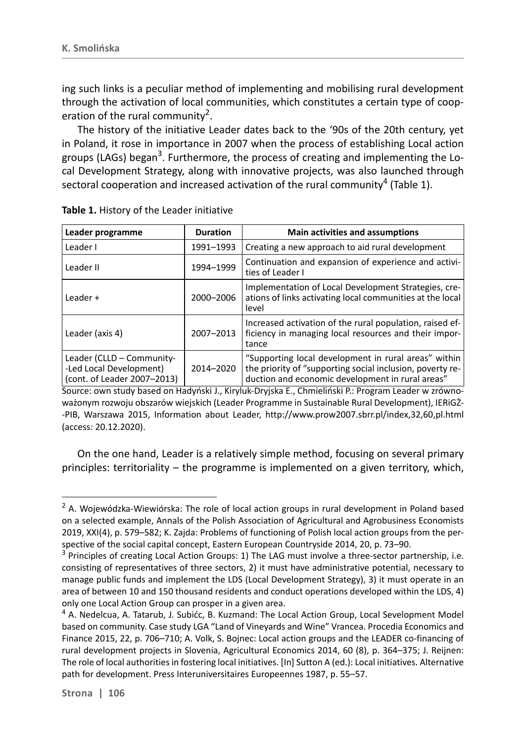ing such links is a peculiar method of implementing and mobilising rural development through the activation of local communities, which constitutes a certain type of cooperation of the rural community[2].

The history of the initiative Leader dates back to the '90s of the 20th century, yet in Poland, it rose in importance in 2007 when the process of establishing Local action groups (LAGs) began[3]. Furthermore, the process of creating and implementing the Local Development Strategy, along with innovative projects, was also launched through sectoral cooperation and increased activation of the rural community[4] (Table 1).

**Table 1.** History of the Leader initiative

| Leader programme | Duration | Main activities and assumptions |
|---|---|---|
| Leader I | 1991–1993 | Creating a new approach to aid rural development |
| Leader II | 1994–1999 | Continuation and expansion of experience and activities of Leader I |
| Leader + | 2000–2006 | Implementation of Local Development Strategies, creations of links activating local communities at the local level |
| Leader (axis 4) | 2007–2013 | Increased activation of the rural population, raised efficiency in managing local resources and their importance |
| Leader (CLLD – Community--Led Local Development) (cont. of Leader 2007–2013) | 2014–2020 | "Supporting local development in rural areas" within the priority of "supporting social inclusion, poverty reduction and economic development in rural areas" |

Source: own study based on Hadyński J., Kiryluk-Dryjska E., Chmieliński P.: Program Leader w zrównoważonym rozwoju obszarów wiejskich (Leader Programme in Sustainable Rural Development), IERiGŻ--PIB, Warszawa 2015, Information about Leader, http://www.prow2007.sbrr.pl/index,32,60,pl.html (access: 20.12.2020).

On the one hand, Leader is a relatively simple method, focusing on several primary principles: territoriality – the programme is implemented on a given territory, which,

---

[2] A. Wojewódzka-Wiewiórska: The role of local action groups in rural development in Poland based on a selected example, Annals of the Polish Association of Agricultural and Agrobusiness Economists 2019, XXI(4), p. 579–582; K. Zajda: Problems of functioning of Polish local action groups from the perspective of the social capital concept, Eastern European Countryside 2014, 20, p. 73–90.

[3] Principles of creating Local Action Groups: 1) The LAG must involve a three-sector partnership, i.e. consisting of representatives of three sectors, 2) it must have administrative potential, necessary to manage public funds and implement the LDS (Local Development Strategy), 3) it must operate in an area of between 10 and 150 thousand residents and conduct operations developed within the LDS, 4) only one Local Action Group can prosper in a given area.

[4] A. Nedelcua, A. Tatarub, J. Subićc, B. Kuzmand: The Local Action Group, Local Sevelopment Model based on community. Case study LGA "Land of Vineyards and Wine" Vrancea. Procedia Economics and Finance 2015, 22, p. 706–710; A. Volk, S. Bojnec: Local action groups and the LEADER co-financing of rural development projects in Slovenia, Agricultural Economics 2014, 60 (8), p. 364–375; J. Reijnen: The role of local authorities in fostering local initiatives. [In] Sutton A (ed.): Local initiatives. Alternative path for development. Press Interuniversitaires Europeennes 1987, p. 55–57.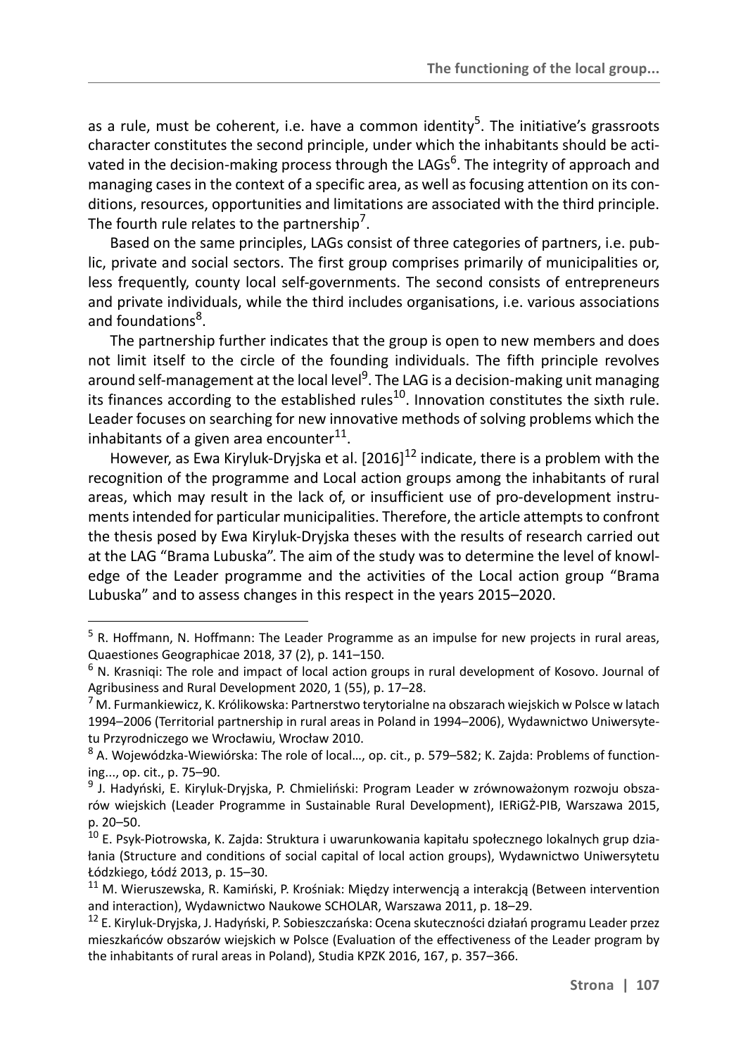as a rule, must be coherent, i.e. have a common identity[5]. The initiative's grassroots character constitutes the second principle, under which the inhabitants should be activated in the decision-making process through the LAGs[6]. The integrity of approach and managing cases in the context of a specific area, as well as focusing attention on its conditions, resources, opportunities and limitations are associated with the third principle. The fourth rule relates to the partnership[7].

Based on the same principles, LAGs consist of three categories of partners, i.e. public, private and social sectors. The first group comprises primarily of municipalities or, less frequently, county local self-governments. The second consists of entrepreneurs and private individuals, while the third includes organisations, i.e. various associations and foundations[8].

The partnership further indicates that the group is open to new members and does not limit itself to the circle of the founding individuals. The fifth principle revolves around self-management at the local level[9]. The LAG is a decision-making unit managing its finances according to the established rules[10]. Innovation constitutes the sixth rule. Leader focuses on searching for new innovative methods of solving problems which the inhabitants of a given area encounter[11].

However, as Ewa Kiryluk-Dryjska et al. [2016][12] indicate, there is a problem with the recognition of the programme and Local action groups among the inhabitants of rural areas, which may result in the lack of, or insufficient use of pro-development instruments intended for particular municipalities. Therefore, the article attempts to confront the thesis posed by Ewa Kiryluk-Dryjska theses with the results of research carried out at the LAG "Brama Lubuska". The aim of the study was to determine the level of knowledge of the Leader programme and the activities of the Local action group "Brama Lubuska" and to assess changes in this respect in the years 2015–2020.

---

[5] R. Hoffmann, N. Hoffmann: The Leader Programme as an impulse for new projects in rural areas, Quaestiones Geographicae 2018, 37 (2), p. 141–150.

[6] N. Krasniqi: The role and impact of local action groups in rural development of Kosovo. Journal of Agribusiness and Rural Development 2020, 1 (55), p. 17–28.

[7] M. Furmankiewicz, K. Królikowska: Partnerstwo terytorialne na obszarach wiejskich w Polsce w latach 1994–2006 (Territorial partnership in rural areas in Poland in 1994–2006), Wydawnictwo Uniwersytetu Przyrodniczego we Wrocławiu, Wrocław 2010.

[8] A. Wojewódzka-Wiewiórska: The role of local..., op. cit., p. 579–582; K. Zajda: Problems of functioning..., op. cit., p. 75–90.

[9] J. Hadyński, E. Kiryluk-Dryjska, P. Chmieliński: Program Leader w zrównoważonym rozwoju obszarów wiejskich (Leader Programme in Sustainable Rural Development), IERiGŻ-PIB, Warszawa 2015, p. 20–50.

[10] E. Psyk-Piotrowska, K. Zajda: Struktura i uwarunkowania kapitału społecznego lokalnych grup działania (Structure and conditions of social capital of local action groups), Wydawnictwo Uniwersytetu Łódzkiego, Łódź 2013, p. 15–30.

[11] M. Wieruszewska, R. Kamiński, P. Krośniak: Między interwencją a interakcją (Between intervention and interaction), Wydawnictwo Naukowe SCHOLAR, Warszawa 2011, p. 18–29.

[12] E. Kiryluk-Dryjska, J. Hadyński, P. Sobieszczańska: Ocena skuteczności działań programu Leader przez mieszkańców obszarów wiejskich w Polsce (Evaluation of the effectiveness of the Leader program by the inhabitants of rural areas in Poland), Studia KPZK 2016, 167, p. 357–366.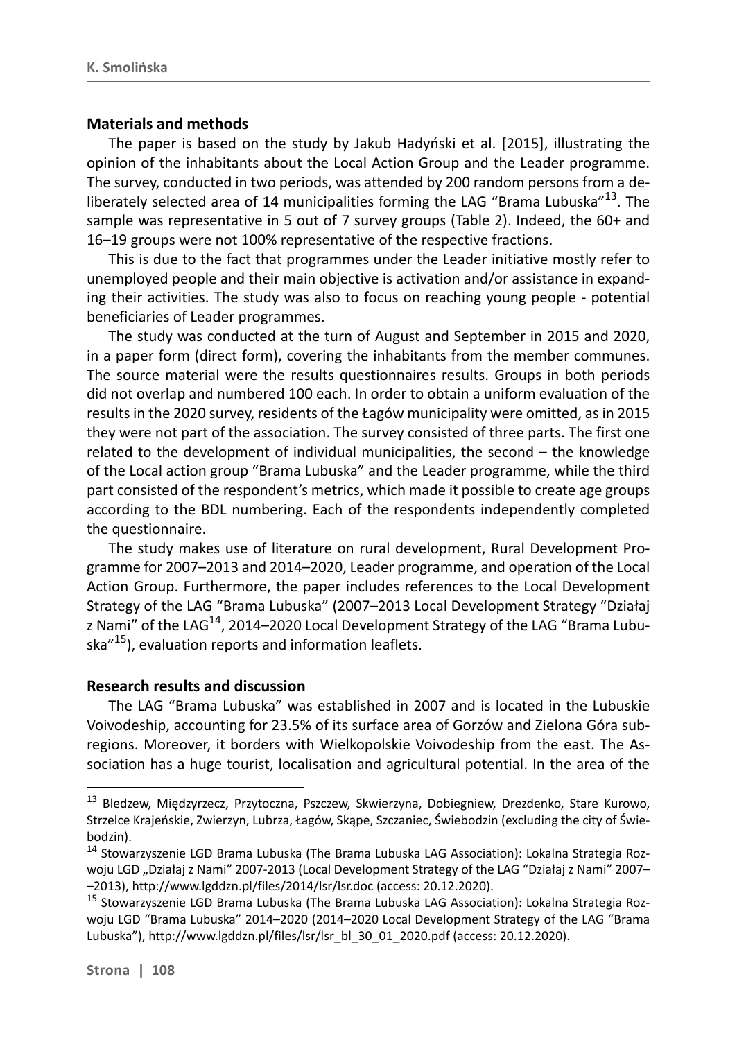## Materials and methods

The paper is based on the study by Jakub Hadyński et al. [2015], illustrating the opinion of the inhabitants about the Local Action Group and the Leader programme. The survey, conducted in two periods, was attended by 200 random persons from a deliberately selected area of 14 municipalities forming the LAG "Brama Lubuska"[13]. The sample was representative in 5 out of 7 survey groups (Table 2). Indeed, the 60+ and 16–19 groups were not 100% representative of the respective fractions.

This is due to the fact that programmes under the Leader initiative mostly refer to unemployed people and their main objective is activation and/or assistance in expanding their activities. The study was also to focus on reaching young people - potential beneficiaries of Leader programmes.

The study was conducted at the turn of August and September in 2015 and 2020, in a paper form (direct form), covering the inhabitants from the member communes. The source material were the results questionnaires results. Groups in both periods did not overlap and numbered 100 each. In order to obtain a uniform evaluation of the results in the 2020 survey, residents of the Łagów municipality were omitted, as in 2015 they were not part of the association. The survey consisted of three parts. The first one related to the development of individual municipalities, the second – the knowledge of the Local action group "Brama Lubuska" and the Leader programme, while the third part consisted of the respondent's metrics, which made it possible to create age groups according to the BDL numbering. Each of the respondents independently completed the questionnaire.

The study makes use of literature on rural development, Rural Development Programme for 2007–2013 and 2014–2020, Leader programme, and operation of the Local Action Group. Furthermore, the paper includes references to the Local Development Strategy of the LAG "Brama Lubuska" (2007–2013 Local Development Strategy "Działaj z Nami" of the LAG[14], 2014–2020 Local Development Strategy of the LAG "Brama Lubuska"[15]), evaluation reports and information leaflets.

## Research results and discussion

The LAG "Brama Lubuska" was established in 2007 and is located in the Lubuskie Voivodeship, accounting for 23.5% of its surface area of Gorzów and Zielona Góra subregions. Moreover, it borders with Wielkopolskie Voivodeship from the east. The Association has a huge tourist, localisation and agricultural potential. In the area of the

---

[13] Bledzew, Międzyrzecz, Przytoczna, Pszczew, Skwierzyna, Dobiegniew, Drezdenko, Stare Kurowo, Strzelce Krajeńskie, Zwierzyn, Lubrza, Łagów, Skąpe, Szczaniec, Świebodzin (excluding the city of Świebodzin).

[14] Stowarzyszenie LGD Brama Lubuska (The Brama Lubuska LAG Association): Lokalna Strategia Rozwoju LGD „Działaj z Nami" 2007-2013 (Local Development Strategy of the LAG "Działaj z Nami" 2007––2013), http://www.lgddzn.pl/files/2014/lsr/lsr.doc (access: 20.12.2020).

[15] Stowarzyszenie LGD Brama Lubuska (The Brama Lubuska LAG Association): Lokalna Strategia Rozwoju LGD "Brama Lubuska" 2014–2020 (2014–2020 Local Development Strategy of the LAG "Brama Lubuska"), http://www.lgddzn.pl/files/lsr/lsr_bl_30_01_2020.pdf (access: 20.12.2020).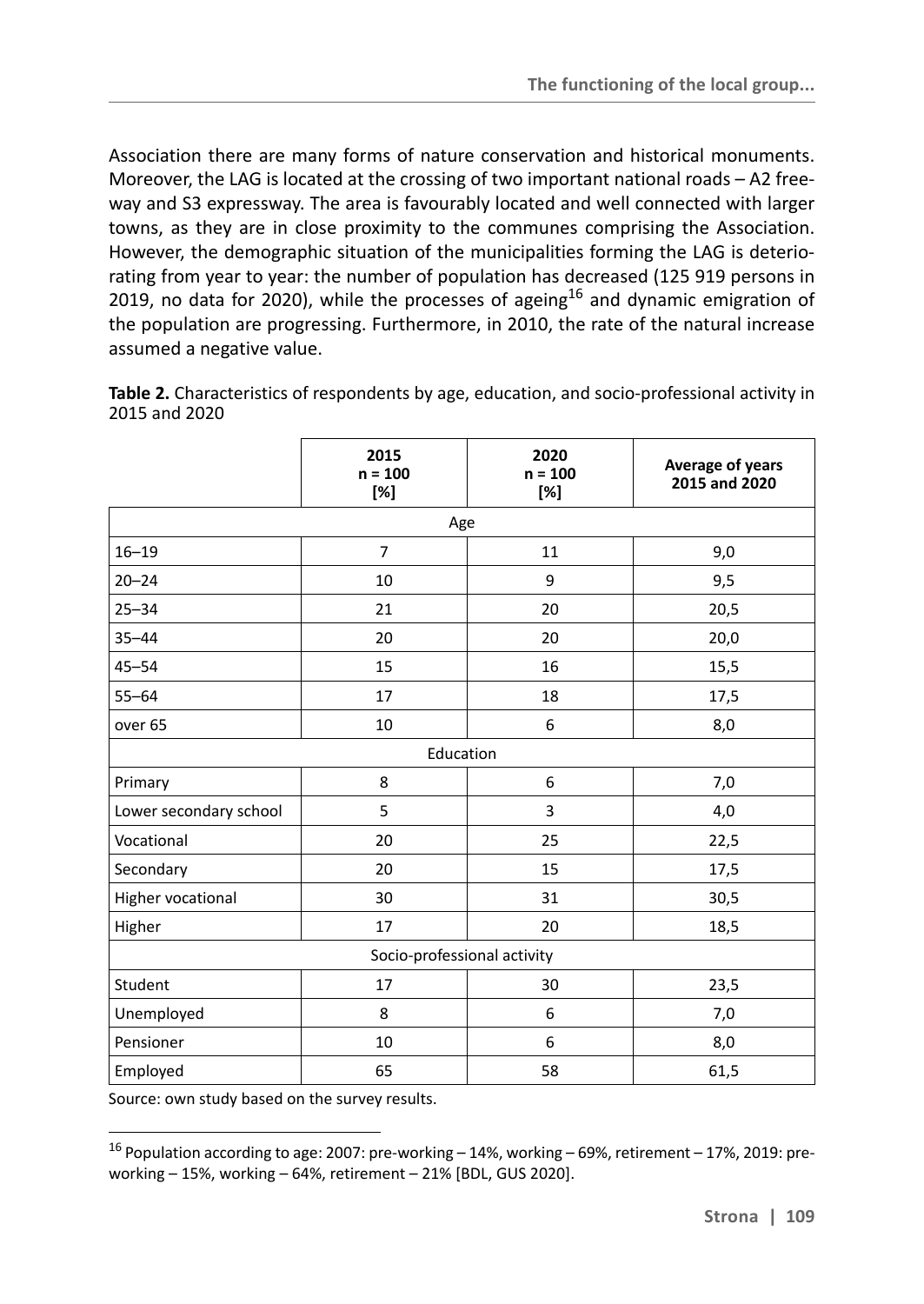Association there are many forms of nature conservation and historical monuments. Moreover, the LAG is located at the crossing of two important national roads – A2 freeway and S3 expressway. The area is favourably located and well connected with larger towns, as they are in close proximity to the communes comprising the Association. However, the demographic situation of the municipalities forming the LAG is deteriorating from year to year: the number of population has decreased (125 919 persons in 2019, no data for 2020), while the processes of ageing[16] and dynamic emigration of the population are progressing. Furthermore, in 2010, the rate of the natural increase assumed a negative value.

**Table 2.** Characteristics of respondents by age, education, and socio-professional activity in 2015 and 2020

| | 2015 n = 100 [%] | 2020 n = 100 [%] | Average of years 2015 and 2020 |
|---|---|---|---|
| Age | | | |
| 16–19 | 7 | 11 | 9,0 |
| 20–24 | 10 | 9 | 9,5 |
| 25–34 | 21 | 20 | 20,5 |
| 35–44 | 20 | 20 | 20,0 |
| 45–54 | 15 | 16 | 15,5 |
| 55–64 | 17 | 18 | 17,5 |
| over 65 | 10 | 6 | 8,0 |
| Education | | | |
| Primary | 8 | 6 | 7,0 |
| Lower secondary school | 5 | 3 | 4,0 |
| Vocational | 20 | 25 | 22,5 |
| Secondary | 20 | 15 | 17,5 |
| Higher vocational | 30 | 31 | 30,5 |
| Higher | 17 | 20 | 18,5 |
| Socio-professional activity | | | |
| Student | 17 | 30 | 23,5 |
| Unemployed | 8 | 6 | 7,0 |
| Pensioner | 10 | 6 | 8,0 |
| Employed | 65 | 58 | 61,5 |

Source: own study based on the survey results.

[16] Population according to age: 2007: pre-working – 14%, working – 69%, retirement – 17%, 2019: pre-working – 15%, working – 64%, retirement – 21% [BDL, GUS 2020].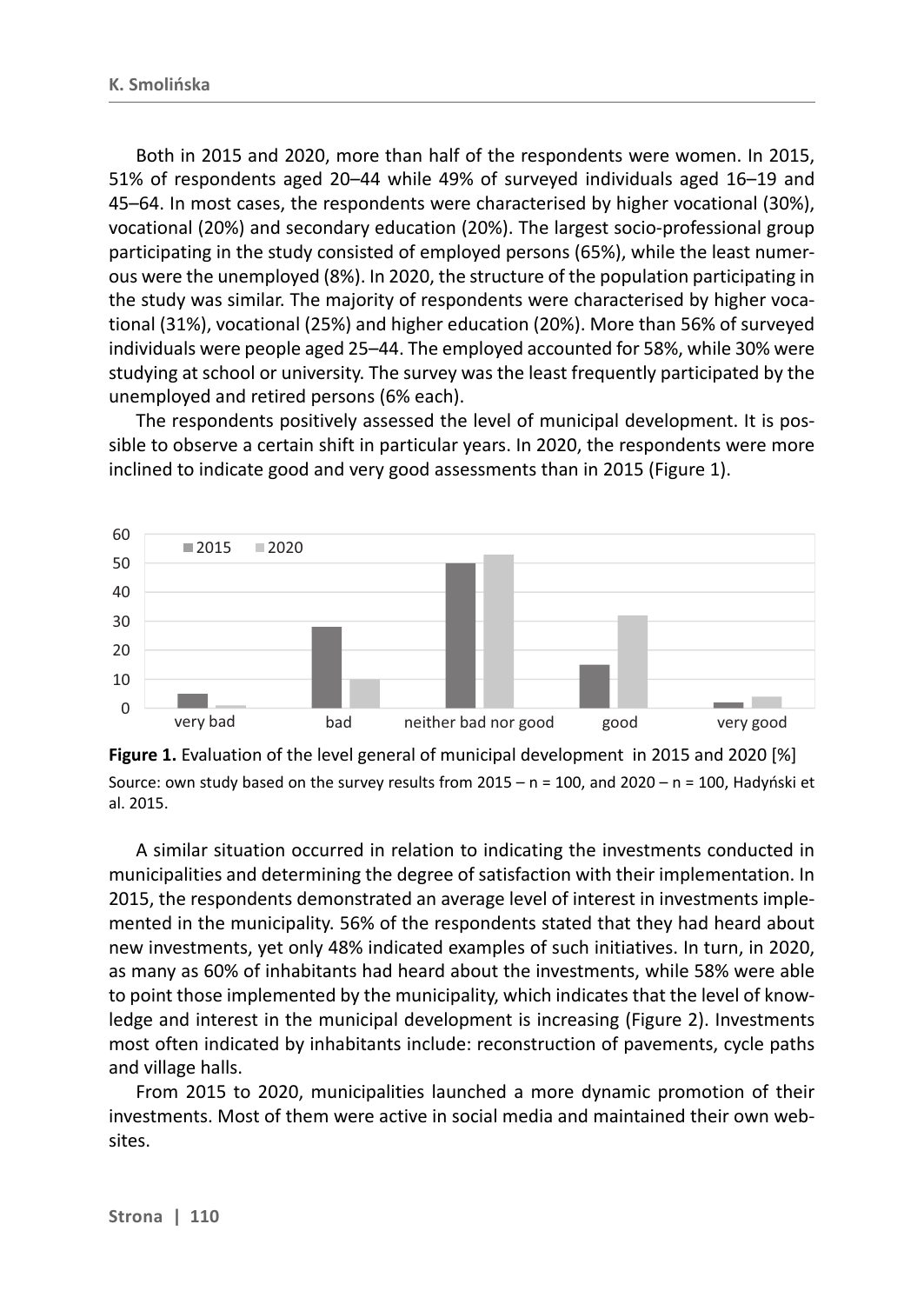Both in 2015 and 2020, more than half of the respondents were women. In 2015, 51% of respondents aged 20–44 while 49% of surveyed individuals aged 16–19 and 45–64. In most cases, the respondents were characterised by higher vocational (30%), vocational (20%) and secondary education (20%). The largest socio-professional group participating in the study consisted of employed persons (65%), while the least numerous were the unemployed (8%). In 2020, the structure of the population participating in the study was similar. The majority of respondents were characterised by higher vocational (31%), vocational (25%) and higher education (20%). More than 56% of surveyed individuals were people aged 25–44. The employed accounted for 58%, while 30% were studying at school or university. The survey was the least frequently participated by the unemployed and retired persons (6% each).

The respondents positively assessed the level of municipal development. It is possible to observe a certain shift in particular years. In 2020, the respondents were more inclined to indicate good and very good assessments than in 2015 (Figure 1).

60
50
40
30
20
10
0

2015 2020

very bad
bad
neither bad nor good
good
very good

**Figure 1.** Evaluation of the level general of municipal development in 2015 and 2020 [%]

Source: own study based on the survey results from 2015 – n = 100, and 2020 – n = 100, Hadyński et al. 2015.

A similar situation occurred in relation to indicating the investments conducted in municipalities and determining the degree of satisfaction with their implementation. In 2015, the respondents demonstrated an average level of interest in investments implemented in the municipality. 56% of the respondents stated that they had heard about new investments, yet only 48% indicated examples of such initiatives. In turn, in 2020, as many as 60% of inhabitants had heard about the investments, while 58% were able to point those implemented by the municipality, which indicates that the level of knowledge and interest in the municipal development is increasing (Figure 2). Investments most often indicated by inhabitants include: reconstruction of pavements, cycle paths and village halls.

From 2015 to 2020, municipalities launched a more dynamic promotion of their investments. Most of them were active in social media and maintained their own websites.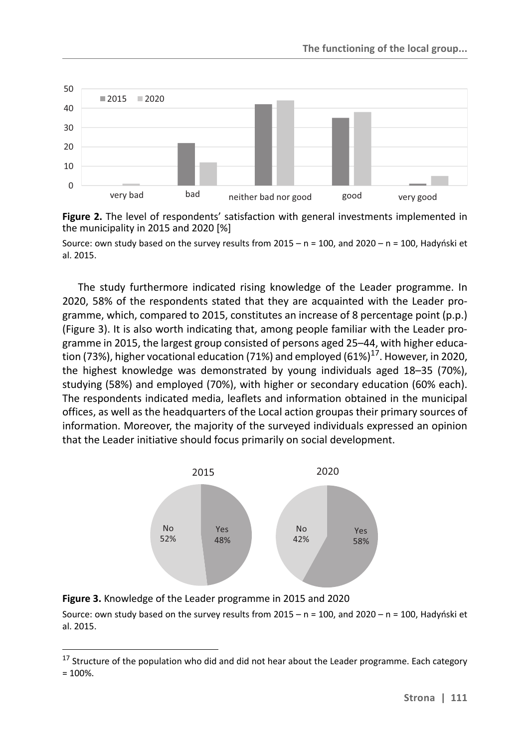50
40
30
20
10
0

2015 2020

very bad
bad
neither bad nor good
good
very good

**Figure 2.** The level of respondents' satisfaction with general investments implemented in the municipality in 2015 and 2020 [%]

Source: own study based on the survey results from 2015 – n = 100, and 2020 – n = 100, Hadyński et al. 2015.

The study furthermore indicated rising knowledge of the Leader programme. In 2020, 58% of the respondents stated that they are acquainted with the Leader programme, which, compared to 2015, constitutes an increase of 8 percentage point (p.p.) (Figure 3). It is also worth indicating that, among people familiar with the Leader programme in 2015, the largest group consisted of persons aged 25–44, with higher education (73%), higher vocational education (71%) and employed (61%)[17]. However, in 2020, the highest knowledge was demonstrated by young individuals aged 18–35 (70%), studying (58%) and employed (70%), with higher or secondary education (60% each). The respondents indicated media, leaflets and information obtained in the municipal offices, as well as the headquarters of the Local action groupas their primary sources of information. Moreover, the majority of the surveyed individuals expressed an opinion that the Leader initiative should focus primarily on social development.

2015

No
52%

Yes
48%

2020

No
42%

Yes
58%

**Figure 3.** Knowledge of the Leader programme in 2015 and 2020

Source: own study based on the survey results from 2015 – n = 100, and 2020 – n = 100, Hadyński et al. 2015.

[17] Structure of the population who did and did not hear about the Leader programme. Each category = 100%.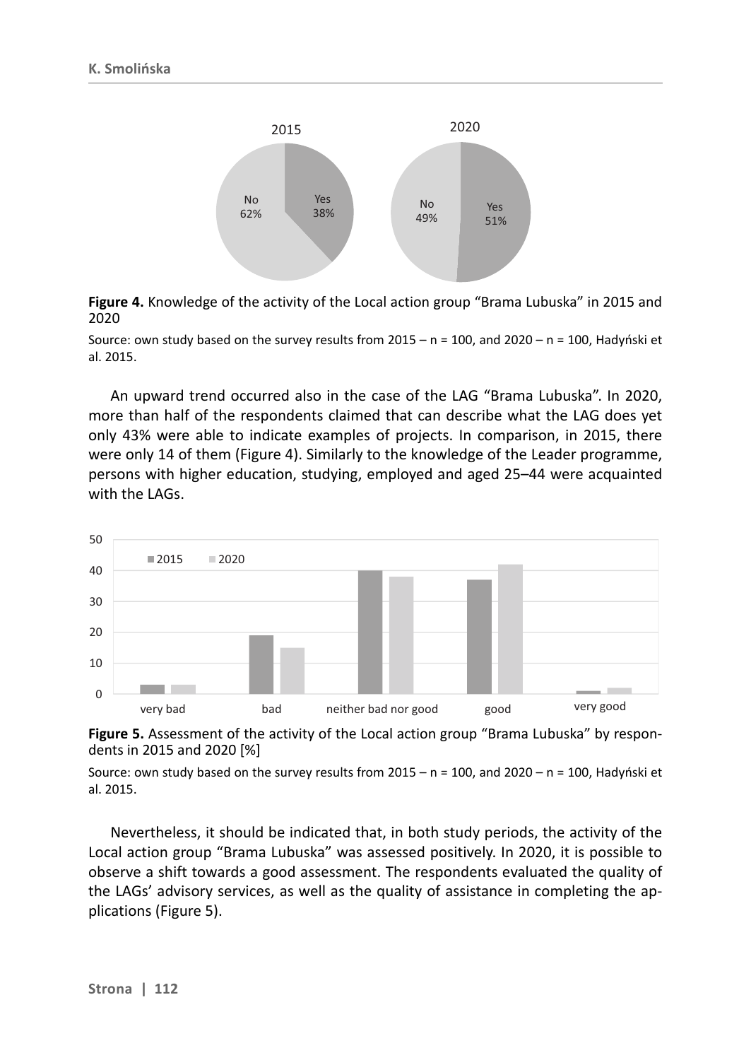2015

No
62%

Yes
38%

2020

No
49%

Yes
51%

**Figure 4.** Knowledge of the activity of the Local action group "Brama Lubuska" in 2015 and 2020

Source: own study based on the survey results from 2015 – n = 100, and 2020 – n = 100, Hadyński et al. 2015.

An upward trend occurred also in the case of the LAG "Brama Lubuska". In 2020, more than half of the respondents claimed that can describe what the LAG does yet only 43% were able to indicate examples of projects. In comparison, in 2015, there were only 14 of them (Figure 4). Similarly to the knowledge of the Leader programme, persons with higher education, studying, employed and aged 25–44 were acquainted with the LAGs.

50
40
30
20
10
0

2015
2020

very bad
bad
neither bad nor good
good
very good

**Figure 5.** Assessment of the activity of the Local action group "Brama Lubuska" by respondents in 2015 and 2020 [%]

Source: own study based on the survey results from 2015 – n = 100, and 2020 – n = 100, Hadyński et al. 2015.

Nevertheless, it should be indicated that, in both study periods, the activity of the Local action group "Brama Lubuska" was assessed positively. In 2020, it is possible to observe a shift towards a good assessment. The respondents evaluated the quality of the LAGs' advisory services, as well as the quality of assistance in completing the applications (Figure 5).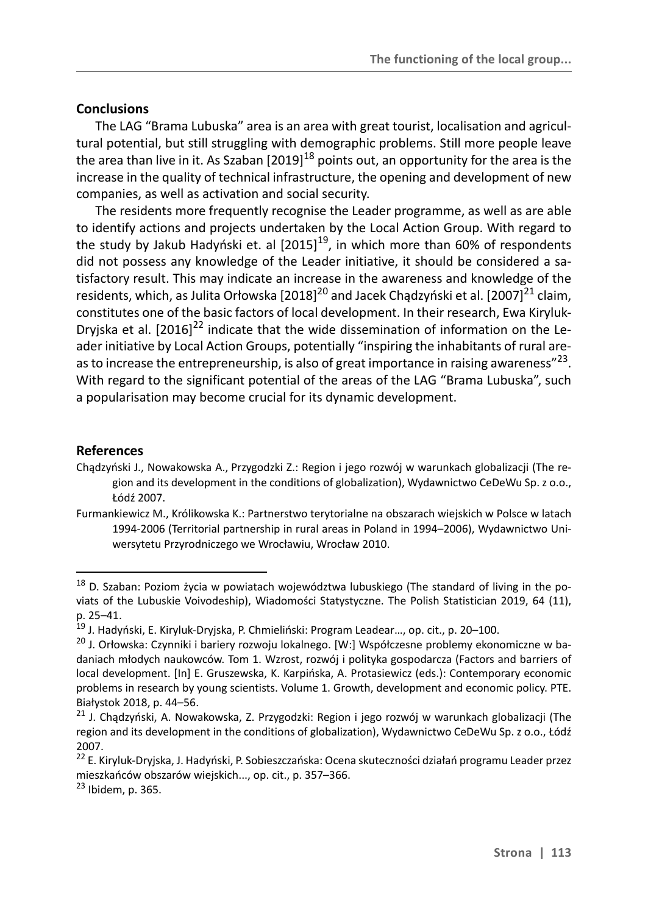## Conclusions

The LAG "Brama Lubuska" area is an area with great tourist, localisation and agricultural potential, but still struggling with demographic problems. Still more people leave the area than live in it. As Szaban [2019][18] points out, an opportunity for the area is the increase in the quality of technical infrastructure, the opening and development of new companies, as well as activation and social security.

The residents more frequently recognise the Leader programme, as well as are able to identify actions and projects undertaken by the Local Action Group. With regard to the study by Jakub Hadyński et. al [2015][19], in which more than 60% of respondents did not possess any knowledge of the Leader initiative, it should be considered a satisfactory result. This may indicate an increase in the awareness and knowledge of the residents, which, as Julita Orłowska [2018][20] and Jacek Chądzyński et al. [2007][21] claim, constitutes one of the basic factors of local development. In their research, Ewa Kiryluk-Dryjska et al. [2016][22] indicate that the wide dissemination of information on the Leader initiative by Local Action Groups, potentially "inspiring the inhabitants of rural areas to increase the entrepreneurship, is also of great importance in raising awareness"[23]. With regard to the significant potential of the areas of the LAG "Brama Lubuska", such a popularisation may become crucial for its dynamic development.

## References

Chądzyński J., Nowakowska A., Przygodzki Z.: Region i jego rozwój w warunkach globalizacji (The region and its development in the conditions of globalization), Wydawnictwo CeDeWu Sp. z o.o., Łódź 2007.

Furmankiewicz M., Królikowska K.: Partnerstwo terytorialne na obszarach wiejskich w Polsce w latach 1994-2006 (Territorial partnership in rural areas in Poland in 1994–2006), Wydawnictwo Uniwersytetu Przyrodniczego we Wrocławiu, Wrocław 2010.

---

[18] D. Szaban: Poziom życia w powiatach województwa lubuskiego (The standard of living in the poviats of the Lubuskie Voivodeship), Wiadomości Statystyczne. The Polish Statistician 2019, 64 (11), p. 25–41.

[19] J. Hadyński, E. Kiryluk-Dryjska, P. Chmieliński: Program Leadear…, op. cit., p. 20–100.

[20] J. Orłowska: Czynniki i bariery rozwoju lokalnego. [W:] Współczesne problemy ekonomiczne w badaniach młodych naukowców. Tom 1. Wzrost, rozwój i polityka gospodarcza (Factors and barriers of local development. [In] E. Gruszewska, K. Karpińska, A. Protasiewicz (eds.): Contemporary economic problems in research by young scientists. Volume 1. Growth, development and economic policy. PTE. Białystok 2018, p. 44–56.

[21] J. Chądzyński, A. Nowakowska, Z. Przygodzki: Region i jego rozwój w warunkach globalizacji (The region and its development in the conditions of globalization), Wydawnictwo CeDeWu Sp. z o.o., Łódź 2007.

[22] E. Kiryluk-Dryjska, J. Hadyński, P. Sobieszczańska: Ocena skuteczności działań programu Leader przez mieszkańców obszarów wiejskich..., op. cit., p. 357–366.

[23] Ibidem, p. 365.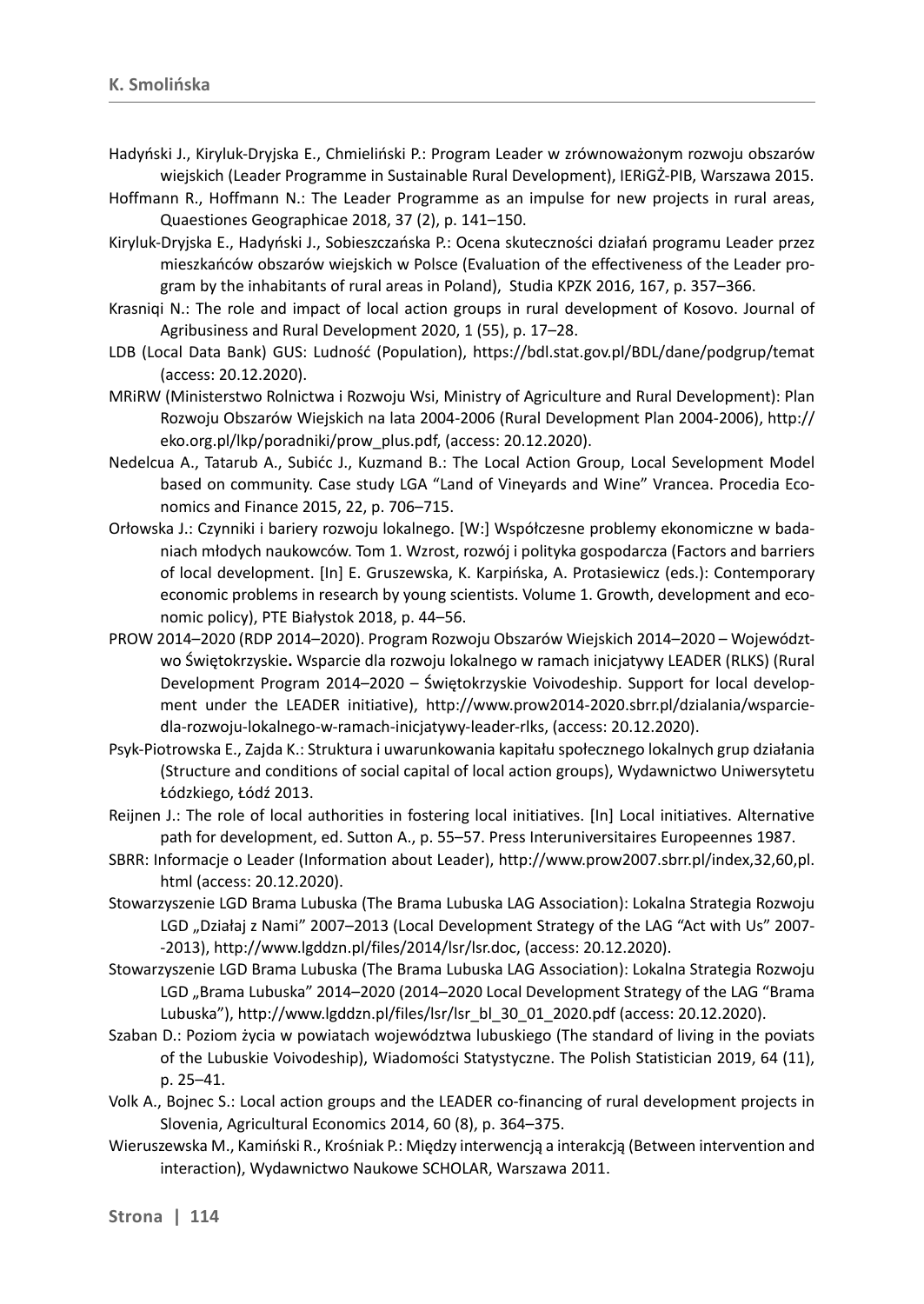Hadyński J., Kiryluk-Dryjska E., Chmieliński P.: Program Leader w zrównoważonym rozwoju obszarów wiejskich (Leader Programme in Sustainable Rural Development), IERiGŻ-PIB, Warszawa 2015.

Hoffmann R., Hoffmann N.: The Leader Programme as an impulse for new projects in rural areas, Quaestiones Geographicae 2018, 37 (2), p. 141–150.

Kiryluk-Dryjska E., Hadyński J., Sobieszczańska P.: Ocena skuteczności działań programu Leader przez mieszkańców obszarów wiejskich w Polsce (Evaluation of the effectiveness of the Leader program by the inhabitants of rural areas in Poland), Studia KPZK 2016, 167, p. 357–366.

Krasniqi N.: The role and impact of local action groups in rural development of Kosovo. Journal of Agribusiness and Rural Development 2020, 1 (55), p. 17–28.

LDB (Local Data Bank) GUS: Ludność (Population), https://bdl.stat.gov.pl/BDL/dane/podgrup/temat (access: 20.12.2020).

MRiRW (Ministerstwo Rolnictwa i Rozwoju Wsi, Ministry of Agriculture and Rural Development): Plan Rozwoju Obszarów Wiejskich na lata 2004-2006 (Rural Development Plan 2004-2006), http://eko.org.pl/lkp/poradniki/prow_plus.pdf, (access: 20.12.2020).

Nedelcua A., Tatarub A., Subićc J., Kuzmand B.: The Local Action Group, Local Sevelopment Model based on community. Case study LGA "Land of Vineyards and Wine" Vrancea. Procedia Economics and Finance 2015, 22, p. 706–715.

Orłowska J.: Czynniki i bariery rozwoju lokalnego. [W:] Współczesne problemy ekonomiczne w badaniach młodych naukowców. Tom 1. Wzrost, rozwój i polityka gospodarcza (Factors and barriers of local development. [In] E. Gruszewska, K. Karpińska, A. Protasiewicz (eds.): Contemporary economic problems in research by young scientists. Volume 1. Growth, development and economic policy), PTE Białystok 2018, p. 44–56.

PROW 2014–2020 (RDP 2014–2020). Program Rozwoju Obszarów Wiejskich 2014–2020 – Województwo Świętokrzyskie**.** Wsparcie dla rozwoju lokalnego w ramach inicjatywy LEADER (RLKS) (Rural Development Program 2014–2020 – Świętokrzyskie Voivodeship. Support for local development under the LEADER initiative), http://www.prow2014-2020.sbrr.pl/dzialania/wsparcie-dla-rozwoju-lokalnego-w-ramach-inicjatywy-leader-rlks, (access: 20.12.2020).

Psyk-Piotrowska E., Zajda K.: Struktura i uwarunkowania kapitału społecznego lokalnych grup działania (Structure and conditions of social capital of local action groups), Wydawnictwo Uniwersytetu Łódzkiego, Łódź 2013.

Reijnen J.: The role of local authorities in fostering local initiatives. [In] Local initiatives. Alternative path for development, ed. Sutton A., p. 55–57. Press Interuniversitaires Europeennes 1987.

SBRR: Informacje o Leader (Information about Leader), http://www.prow2007.sbrr.pl/index,32,60,pl.html (access: 20.12.2020).

Stowarzyszenie LGD Brama Lubuska (The Brama Lubuska LAG Association): Lokalna Strategia Rozwoju LGD „Działaj z Nami" 2007–2013 (Local Development Strategy of the LAG "Act with Us" 2007--2013), http://www.lgddzn.pl/files/2014/lsr/lsr.doc, (access: 20.12.2020).

Stowarzyszenie LGD Brama Lubuska (The Brama Lubuska LAG Association): Lokalna Strategia Rozwoju LGD „Brama Lubuska" 2014–2020 (2014–2020 Local Development Strategy of the LAG "Brama Lubuska"), http://www.lgddzn.pl/files/lsr/lsr_bl_30_01_2020.pdf (access: 20.12.2020).

Szaban D.: Poziom życia w powiatach województwa lubuskiego (The standard of living in the poviats of the Lubuskie Voivodeship), Wiadomości Statystyczne. The Polish Statistician 2019, 64 (11), p. 25–41.

Volk A., Bojnec S.: Local action groups and the LEADER co-financing of rural development projects in Slovenia, Agricultural Economics 2014, 60 (8), p. 364–375.

Wieruszewska M., Kamiński R., Krośniak P.: Między interwencją a interakcją (Between intervention and interaction), Wydawnictwo Naukowe SCHOLAR, Warszawa 2011.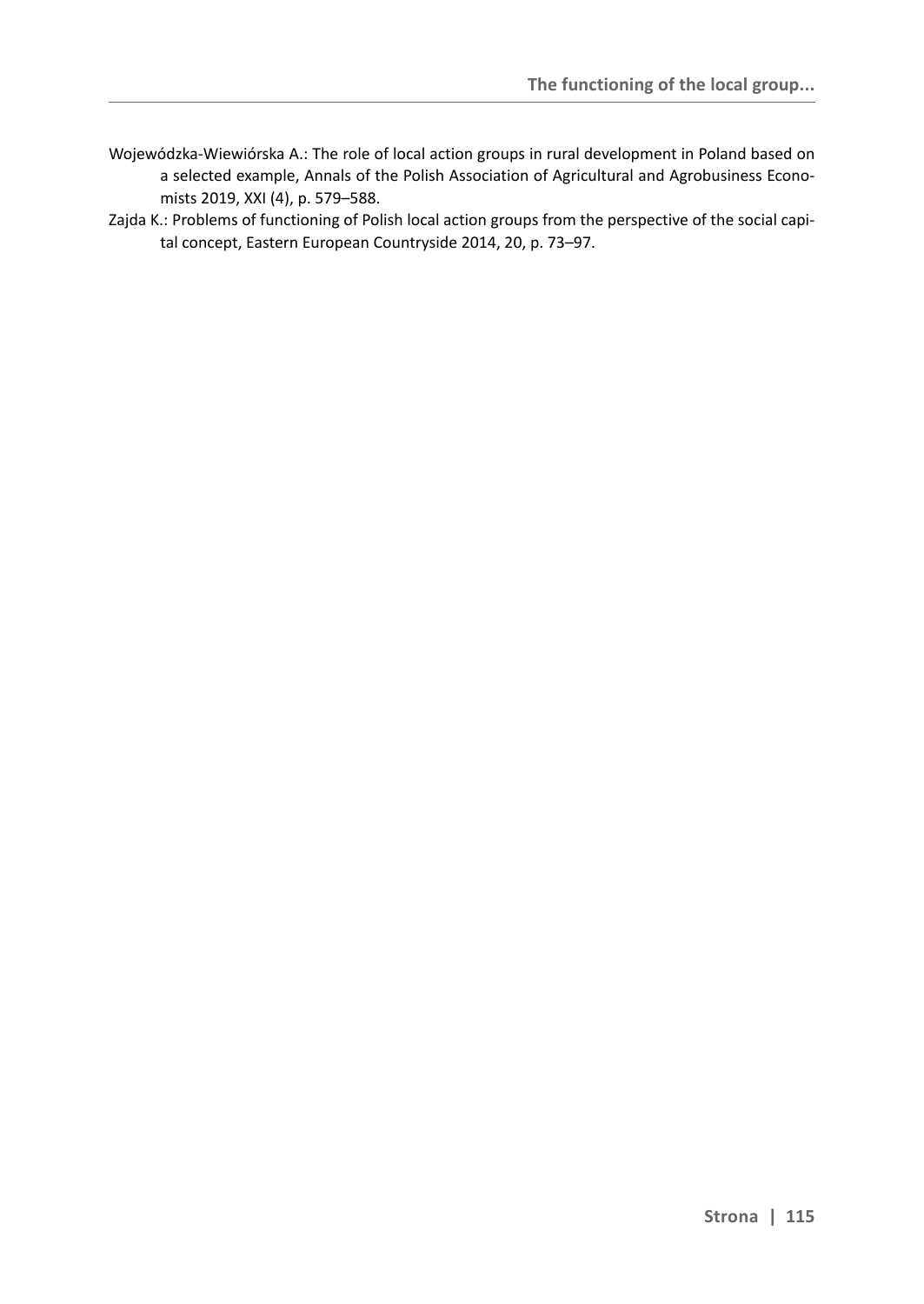Wojewódzka-Wiewiórska A.: The role of local action groups in rural development in Poland based on a selected example, Annals of the Polish Association of Agricultural and Agrobusiness Economists 2019, XXI (4), p. 579–588.

Zajda K.: Problems of functioning of Polish local action groups from the perspective of the social capital concept, Eastern European Countryside 2014, 20, p. 73–97.